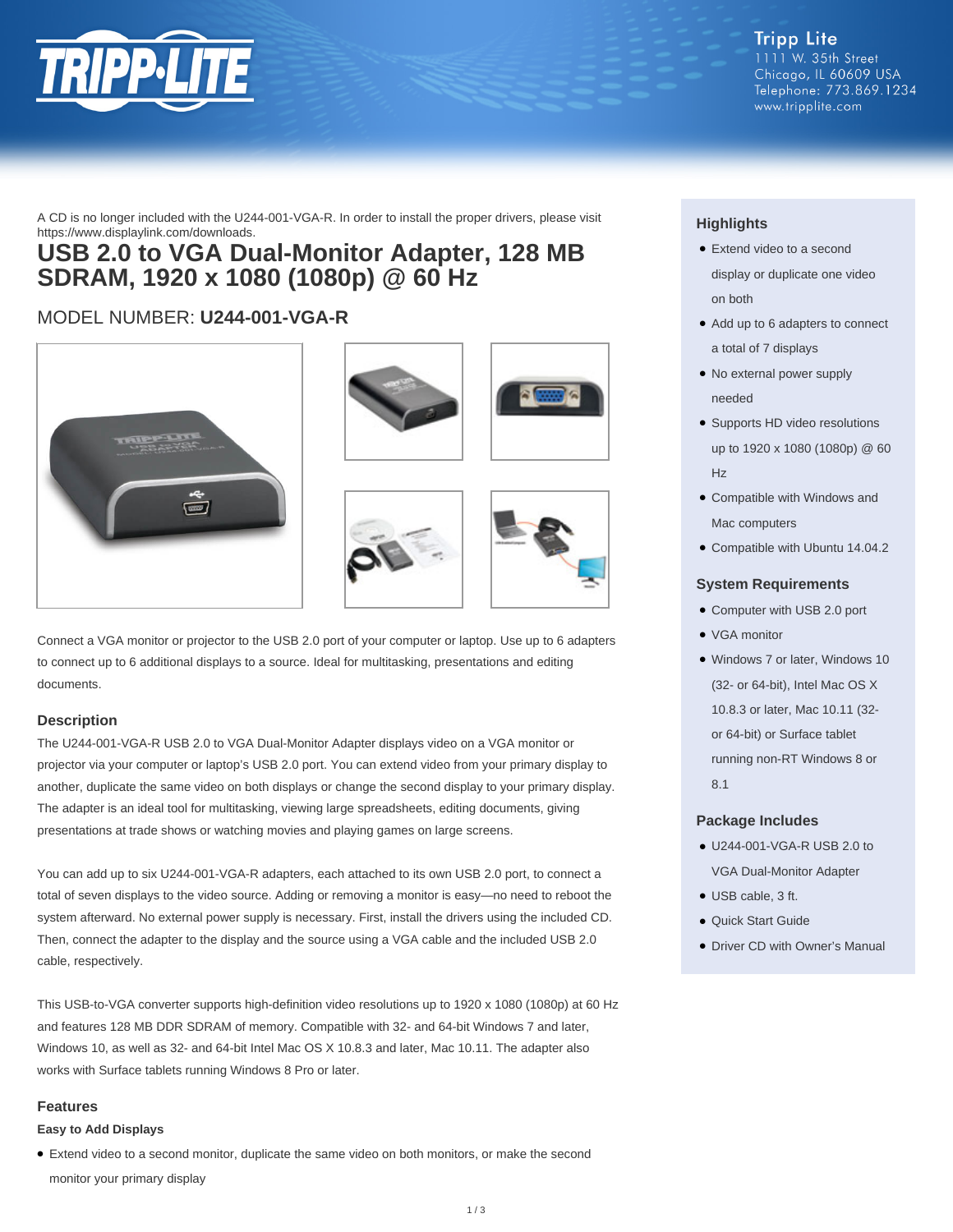Tripp Lite
1111 W. 35th Street
Chicago, IL 60609 USA
Telephone: 773.869.1234
www.tripplite.com

A CD is no longer included with the U244-001-VGA-R. In order to install the proper drivers, please visit https://www.displaylink.com/downloads.

# USB 2.0 to VGA Dual-Monitor Adapter, 128 MB SDRAM, 1920 x 1080 (1080p) @ 60 Hz

MODEL NUMBER: **U244-001-VGA-R**

Connect a VGA monitor or projector to the USB 2.0 port of your computer or laptop. Use up to 6 adapters to connect up to 6 additional displays to a source. Ideal for multitasking, presentations and editing documents.

## Description

The U244-001-VGA-R USB 2.0 to VGA Dual-Monitor Adapter displays video on a VGA monitor or projector via your computer or laptop's USB 2.0 port. You can extend video from your primary display to another, duplicate the same video on both displays or change the second display to your primary display. The adapter is an ideal tool for multitasking, viewing large spreadsheets, editing documents, giving presentations at trade shows or watching movies and playing games on large screens.

You can add up to six U244-001-VGA-R adapters, each attached to its own USB 2.0 port, to connect a total of seven displays to the video source. Adding or removing a monitor is easy—no need to reboot the system afterward. No external power supply is necessary. First, install the drivers using the included CD. Then, connect the adapter to the display and the source using a VGA cable and the included USB 2.0 cable, respectively.

This USB-to-VGA converter supports high-definition video resolutions up to 1920 x 1080 (1080p) at 60 Hz and features 128 MB DDR SDRAM of memory. Compatible with 32- and 64-bit Windows 7 and later, Windows 10, as well as 32- and 64-bit Intel Mac OS X 10.8.3 and later, Mac 10.11. The adapter also works with Surface tablets running Windows 8 Pro or later.

## Features

### Easy to Add Displays

- Extend video to a second monitor, duplicate the same video on both monitors, or make the second monitor your primary display

## Highlights

- Extend video to a second display or duplicate one video on both
- Add up to 6 adapters to connect a total of 7 displays
- No external power supply needed
- Supports HD video resolutions up to 1920 x 1080 (1080p) @ 60 Hz
- Compatible with Windows and Mac computers
- Compatible with Ubuntu 14.04.2

## System Requirements

- Computer with USB 2.0 port
- VGA monitor
- Windows 7 or later, Windows 10 (32- or 64-bit), Intel Mac OS X 10.8.3 or later, Mac 10.11 (32- or 64-bit) or Surface tablet running non-RT Windows 8 or 8.1

## Package Includes

- U244-001-VGA-R USB 2.0 to VGA Dual-Monitor Adapter
- USB cable, 3 ft.
- Quick Start Guide
- Driver CD with Owner's Manual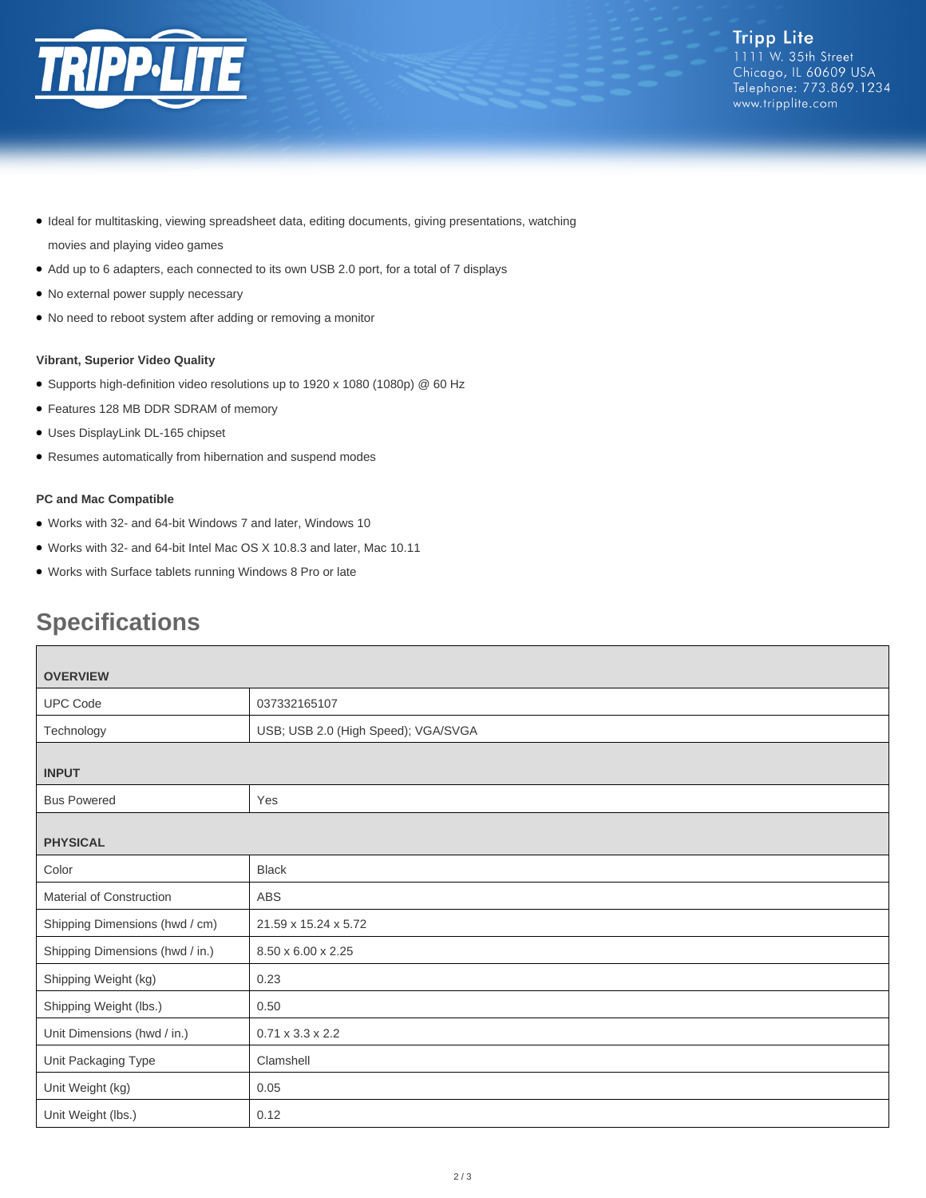- Ideal for multitasking, viewing spreadsheet data, editing documents, giving presentations, watching movies and playing video games
- Add up to 6 adapters, each connected to its own USB 2.0 port, for a total of 7 displays
- No external power supply necessary
- No need to reboot system after adding or removing a monitor

**Vibrant, Superior Video Quality**

- Supports high-definition video resolutions up to 1920 x 1080 (1080p) @ 60 Hz
- Features 128 MB DDR SDRAM of memory
- Uses DisplayLink DL-165 chipset
- Resumes automatically from hibernation and suspend modes

**PC and Mac Compatible**

- Works with 32- and 64-bit Windows 7 and later, Windows 10
- Works with 32- and 64-bit Intel Mac OS X 10.8.3 and later, Mac 10.11
- Works with Surface tablets running Windows 8 Pro or late

## Specifications

| **OVERVIEW** | |
|---|---|
| UPC Code | 037332165107 |
| Technology | USB; USB 2.0 (High Speed); VGA/SVGA |
| **INPUT** | |
| Bus Powered | Yes |
| **PHYSICAL** | |
| Color | Black |
| Material of Construction | ABS |
| Shipping Dimensions (hwd / cm) | 21.59 x 15.24 x 5.72 |
| Shipping Dimensions (hwd / in.) | 8.50 x 6.00 x 2.25 |
| Shipping Weight (kg) | 0.23 |
| Shipping Weight (lbs.) | 0.50 |
| Unit Dimensions (hwd / in.) | 0.71 x 3.3 x 2.2 |
| Unit Packaging Type | Clamshell |
| Unit Weight (kg) | 0.05 |
| Unit Weight (lbs.) | 0.12 |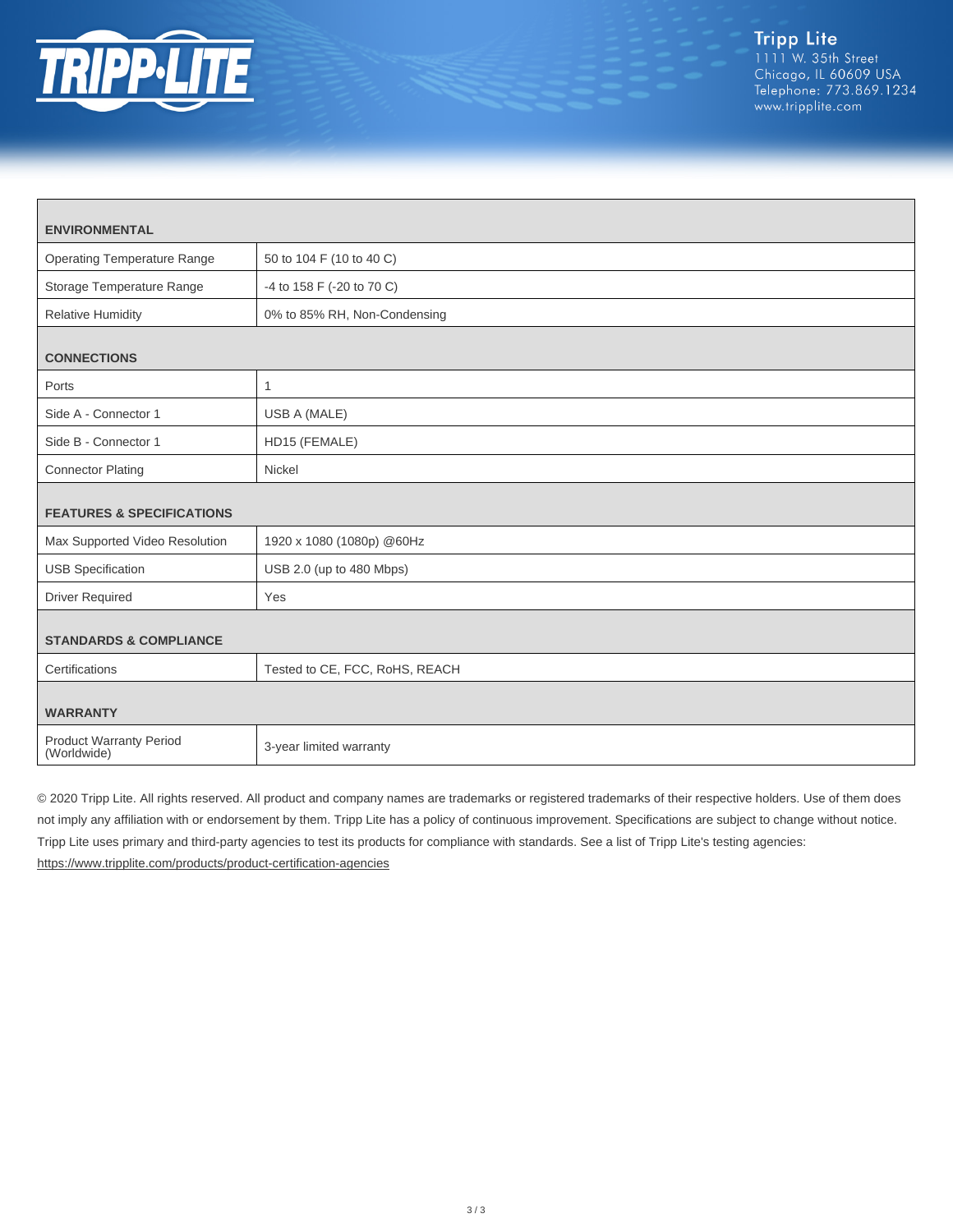| | |
|---|---|
| **ENVIRONMENTAL** | |
| Operating Temperature Range | 50 to 104 F (10 to 40 C) |
| Storage Temperature Range | -4 to 158 F (-20 to 70 C) |
| Relative Humidity | 0% to 85% RH, Non-Condensing |
| **CONNECTIONS** | |
| Ports | 1 |
| Side A - Connector 1 | USB A (MALE) |
| Side B - Connector 1 | HD15 (FEMALE) |
| Connector Plating | Nickel |
| **FEATURES & SPECIFICATIONS** | |
| Max Supported Video Resolution | 1920 x 1080 (1080p) @60Hz |
| USB Specification | USB 2.0 (up to 480 Mbps) |
| Driver Required | Yes |
| **STANDARDS & COMPLIANCE** | |
| Certifications | Tested to CE, FCC, RoHS, REACH |
| **WARRANTY** | |
| Product Warranty Period (Worldwide) | 3-year limited warranty |

© 2020 Tripp Lite. All rights reserved. All product and company names are trademarks or registered trademarks of their respective holders. Use of them does not imply any affiliation with or endorsement by them. Tripp Lite has a policy of continuous improvement. Specifications are subject to change without notice. Tripp Lite uses primary and third-party agencies to test its products for compliance with standards. See a list of Tripp Lite's testing agencies: https://www.tripplite.com/products/product-certification-agencies